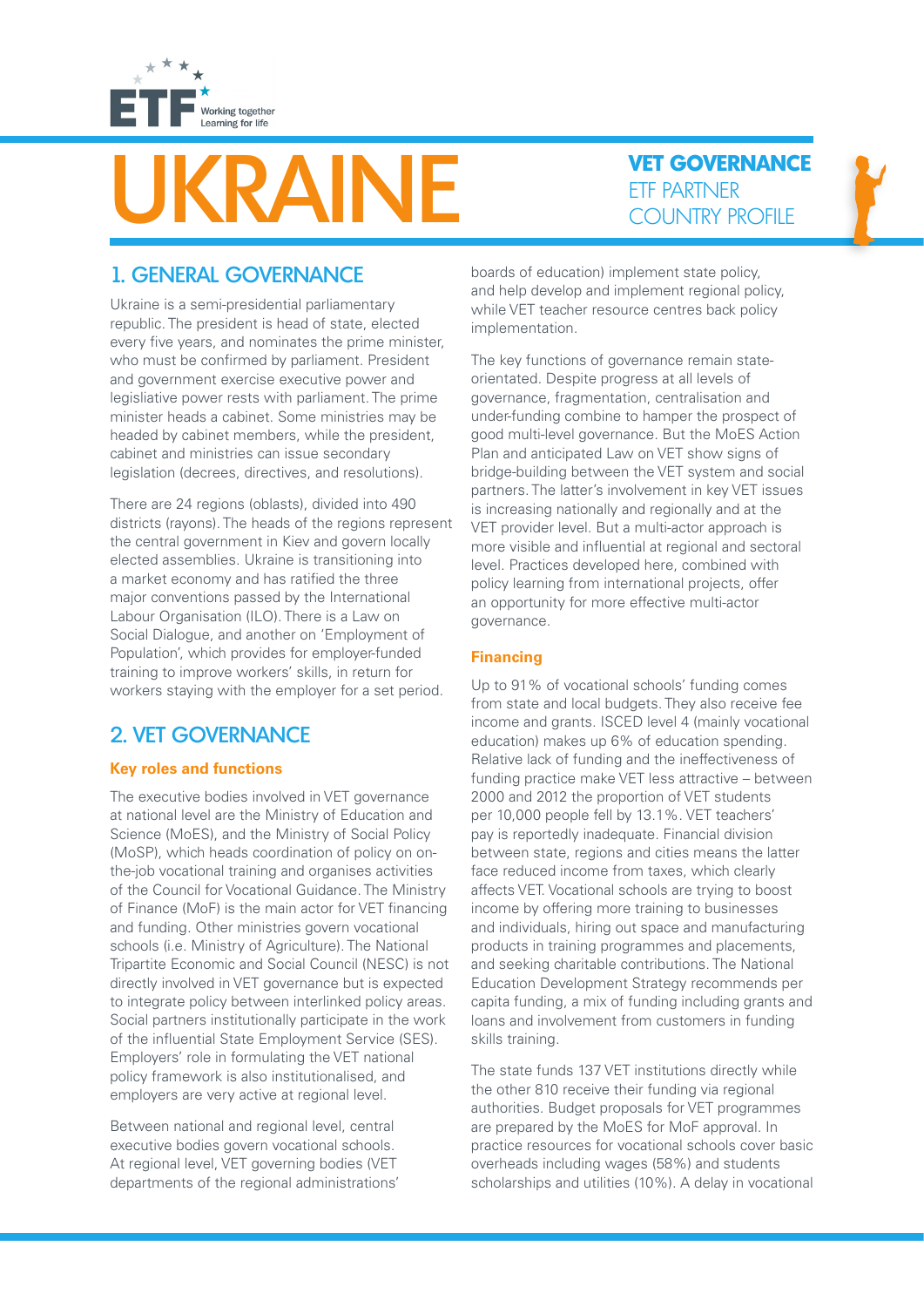# UKRAINE

**VET GOVERNANCE**
ETF PARTNER COUNTRY PROFILE

## 1. GENERAL GOVERNANCE

Ukraine is a semi-presidential parliamentary republic. The president is head of state, elected every five years, and nominates the prime minister, who must be confirmed by parliament. President and government exercise executive power and legisliative power rests with parliament. The prime minister heads a cabinet. Some ministries may be headed by cabinet members, while the president, cabinet and ministries can issue secondary legislation (decrees, directives, and resolutions).

There are 24 regions (oblasts), divided into 490 districts (rayons). The heads of the regions represent the central government in Kiev and govern locally elected assemblies. Ukraine is transitioning into a market economy and has ratified the three major conventions passed by the International Labour Organisation (ILO). There is a Law on Social Dialogue, and another on 'Employment of Population', which provides for employer-funded training to improve workers' skills, in return for workers staying with the employer for a set period.

## 2. VET GOVERNANCE

### Key roles and functions

The executive bodies involved in VET governance at national level are the Ministry of Education and Science (MoES), and the Ministry of Social Policy (MoSP), which heads coordination of policy on on-the-job vocational training and organises activities of the Council for Vocational Guidance. The Ministry of Finance (MoF) is the main actor for VET financing and funding. Other ministries govern vocational schools (i.e. Ministry of Agriculture). The National Tripartite Economic and Social Council (NESC) is not directly involved in VET governance but is expected to integrate policy between interlinked policy areas. Social partners institutionally participate in the work of the influential State Employment Service (SES). Employers' role in formulating the VET national policy framework is also institutionalised, and employers are very active at regional level.

Between national and regional level, central executive bodies govern vocational schools. At regional level, VET governing bodies (VET departments of the regional administrations' boards of education) implement state policy, and help develop and implement regional policy, while VET teacher resource centres back policy implementation.

The key functions of governance remain state-orientated. Despite progress at all levels of governance, fragmentation, centralisation and under-funding combine to hamper the prospect of good multi-level governance. But the MoES Action Plan and anticipated Law on VET show signs of bridge-building between the VET system and social partners. The latter's involvement in key VET issues is increasing nationally and regionally and at the VET provider level. But a multi-actor approach is more visible and influential at regional and sectoral level. Practices developed here, combined with policy learning from international projects, offer an opportunity for more effective multi-actor governance.

### Financing

Up to 91% of vocational schools' funding comes from state and local budgets. They also receive fee income and grants. ISCED level 4 (mainly vocational education) makes up 6% of education spending. Relative lack of funding and the ineffectiveness of funding practice make VET less attractive – between 2000 and 2012 the proportion of VET students per 10,000 people fell by 13.1%. VET teachers' pay is reportedly inadequate. Financial division between state, regions and cities means the latter face reduced income from taxes, which clearly affects VET. Vocational schools are trying to boost income by offering more training to businesses and individuals, hiring out space and manufacturing products in training programmes and placements, and seeking charitable contributions. The National Education Development Strategy recommends per capita funding, a mix of funding including grants and loans and involvement from customers in funding skills training.

The state funds 137 VET institutions directly while the other 810 receive their funding via regional authorities. Budget proposals for VET programmes are prepared by the MoES for MoF approval. In practice resources for vocational schools cover basic overheads including wages (58%) and students scholarships and utilities (10%). A delay in vocational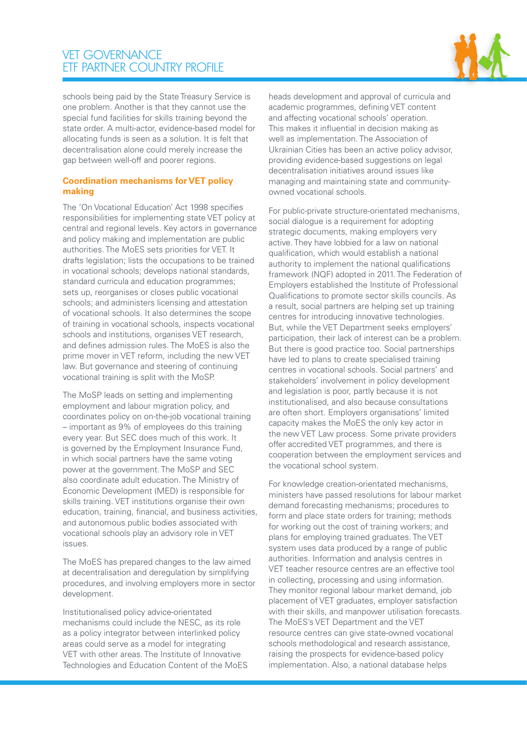schools being paid by the State Treasury Service is one problem. Another is that they cannot use the special fund facilities for skills training beyond the state order. A multi-actor, evidence-based model for allocating funds is seen as a solution. It is felt that decentralisation alone could merely increase the gap between well-off and poorer regions.

### Coordination mechanisms for VET policy making

The 'On Vocational Education' Act 1998 specifies responsibilities for implementing state VET policy at central and regional levels. Key actors in governance and policy making and implementation are public authorities. The MoES sets priorities for VET. It drafts legislation; lists the occupations to be trained in vocational schools; develops national standards, standard curricula and education programmes; sets up, reorganises or closes public vocational schools; and administers licensing and attestation of vocational schools. It also determines the scope of training in vocational schools, inspects vocational schools and institutions, organises VET research, and defines admission rules. The MoES is also the prime mover in VET reform, including the new VET law. But governance and steering of continuing vocational training is split with the MoSP.

The MoSP leads on setting and implementing employment and labour migration policy, and coordinates policy on on-the-job vocational training – important as 9% of employees do this training every year. But SEC does much of this work. It is governed by the Employment Insurance Fund, in which social partners have the same voting power at the government. The MoSP and SEC also coordinate adult education. The Ministry of Economic Development (MED) is responsible for skills training. VET institutions organise their own education, training, financial, and business activities, and autonomous public bodies associated with vocational schools play an advisory role in VET issues.

The MoES has prepared changes to the law aimed at decentralisation and deregulation by simplifying procedures, and involving employers more in sector development.

Institutionalised policy advice-orientated mechanisms could include the NESC, as its role as a policy integrator between interlinked policy areas could serve as a model for integrating VET with other areas. The Institute of Innovative Technologies and Education Content of the MoES heads development and approval of curricula and academic programmes, defining VET content and affecting vocational schools' operation. This makes it influential in decision making as well as implementation. The Association of Ukrainian Cities has been an active policy advisor, providing evidence-based suggestions on legal decentralisation initiatives around issues like managing and maintaining state and community-owned vocational schools.

For public-private structure-orientated mechanisms, social dialogue is a requirement for adopting strategic documents, making employers very active. They have lobbied for a law on national qualification, which would establish a national authority to implement the national qualifications framework (NQF) adopted in 2011. The Federation of Employers established the Institute of Professional Qualifications to promote sector skills councils. As a result, social partners are helping set up training centres for introducing innovative technologies. But, while the VET Department seeks employers' participation, their lack of interest can be a problem. But there is good practice too. Social partnerships have led to plans to create specialised training centres in vocational schools. Social partners' and stakeholders' involvement in policy development and legislation is poor, partly because it is not institutionalised, and also because consultations are often short. Employers organisations' limited capacity makes the MoES the only key actor in the new VET Law process. Some private providers offer accredited VET programmes, and there is cooperation between the employment services and the vocational school system.

For knowledge creation-orientated mechanisms, ministers have passed resolutions for labour market demand forecasting mechanisms; procedures to form and place state orders for training; methods for working out the cost of training workers; and plans for employing trained graduates. The VET system uses data produced by a range of public authorities. Information and analysis centres in VET teacher resource centres are an effective tool in collecting, processing and using information. They monitor regional labour market demand, job placement of VET graduates, employer satisfaction with their skills, and manpower utilisation forecasts. The MoES's VET Department and the VET resource centres can give state-owned vocational schools methodological and research assistance, raising the prospects for evidence-based policy implementation. Also, a national database helps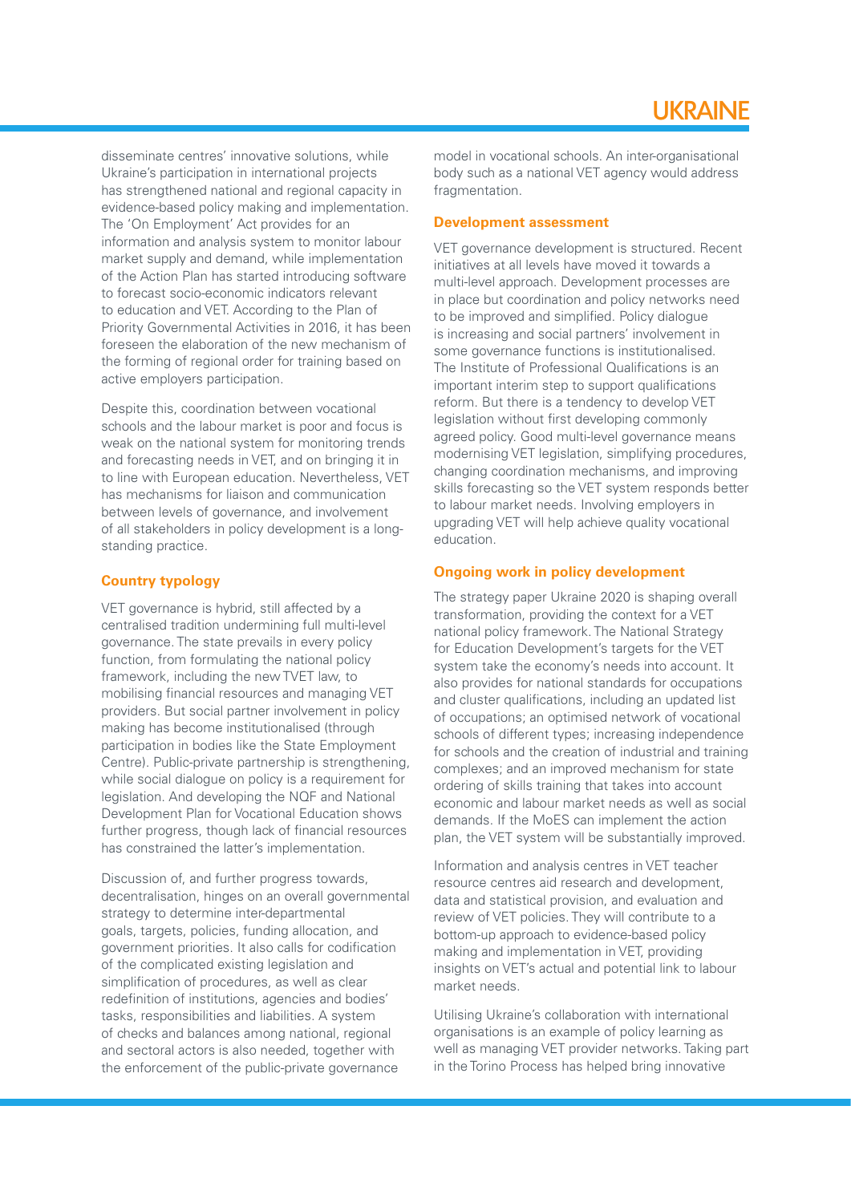disseminate centres' innovative solutions, while Ukraine's participation in international projects has strengthened national and regional capacity in evidence-based policy making and implementation. The 'On Employment' Act provides for an information and analysis system to monitor labour market supply and demand, while implementation of the Action Plan has started introducing software to forecast socio-economic indicators relevant to education and VET. According to the Plan of Priority Governmental Activities in 2016, it has been foreseen the elaboration of the new mechanism of the forming of regional order for training based on active employers participation.

Despite this, coordination between vocational schools and the labour market is poor and focus is weak on the national system for monitoring trends and forecasting needs in VET, and on bringing it in to line with European education. Nevertheless, VET has mechanisms for liaison and communication between levels of governance, and involvement of all stakeholders in policy development is a long-standing practice.

### Country typology

VET governance is hybrid, still affected by a centralised tradition undermining full multi-level governance. The state prevails in every policy function, from formulating the national policy framework, including the new TVET law, to mobilising financial resources and managing VET providers. But social partner involvement in policy making has become institutionalised (through participation in bodies like the State Employment Centre). Public-private partnership is strengthening, while social dialogue on policy is a requirement for legislation. And developing the NQF and National Development Plan for Vocational Education shows further progress, though lack of financial resources has constrained the latter's implementation.

Discussion of, and further progress towards, decentralisation, hinges on an overall governmental strategy to determine inter-departmental goals, targets, policies, funding allocation, and government priorities. It also calls for codification of the complicated existing legislation and simplification of procedures, as well as clear redefinition of institutions, agencies and bodies' tasks, responsibilities and liabilities. A system of checks and balances among national, regional and sectoral actors is also needed, together with the enforcement of the public-private governance model in vocational schools. An inter-organisational body such as a national VET agency would address fragmentation.

### Development assessment

VET governance development is structured. Recent initiatives at all levels have moved it towards a multi-level approach. Development processes are in place but coordination and policy networks need to be improved and simplified. Policy dialogue is increasing and social partners' involvement in some governance functions is institutionalised. The Institute of Professional Qualifications is an important interim step to support qualifications reform. But there is a tendency to develop VET legislation without first developing commonly agreed policy. Good multi-level governance means modernising VET legislation, simplifying procedures, changing coordination mechanisms, and improving skills forecasting so the VET system responds better to labour market needs. Involving employers in upgrading VET will help achieve quality vocational education.

### Ongoing work in policy development

The strategy paper Ukraine 2020 is shaping overall transformation, providing the context for a VET national policy framework. The National Strategy for Education Development's targets for the VET system take the economy's needs into account. It also provides for national standards for occupations and cluster qualifications, including an updated list of occupations; an optimised network of vocational schools of different types; increasing independence for schools and the creation of industrial and training complexes; and an improved mechanism for state ordering of skills training that takes into account economic and labour market needs as well as social demands. If the MoES can implement the action plan, the VET system will be substantially improved.

Information and analysis centres in VET teacher resource centres aid research and development, data and statistical provision, and evaluation and review of VET policies. They will contribute to a bottom-up approach to evidence-based policy making and implementation in VET, providing insights on VET's actual and potential link to labour market needs.

Utilising Ukraine's collaboration with international organisations is an example of policy learning as well as managing VET provider networks. Taking part in the Torino Process has helped bring innovative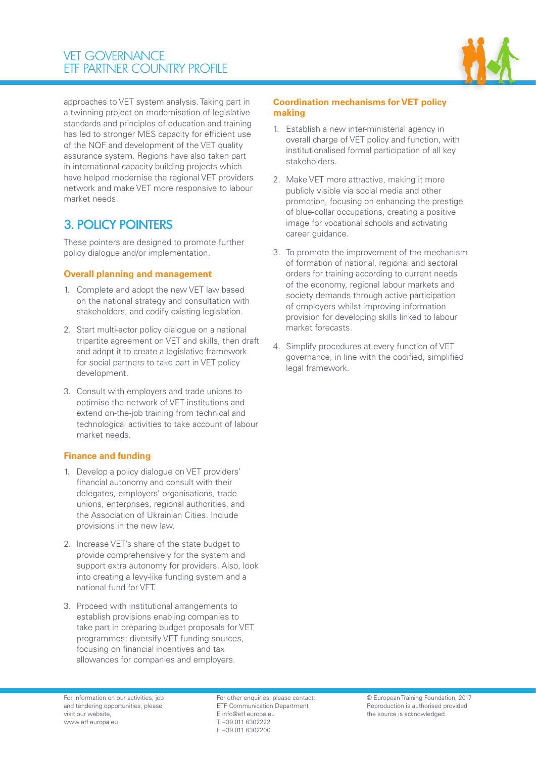approaches to VET system analysis. Taking part in a twinning project on modernisation of legislative standards and principles of education and training has led to stronger MES capacity for efficient use of the NQF and development of the VET quality assurance system. Regions have also taken part in international capacity-building projects which have helped modernise the regional VET providers network and make VET more responsive to labour market needs.

## 3. POLICY POINTERS

These pointers are designed to promote further policy dialogue and/or implementation.

### Overall planning and management

1. Complete and adopt the new VET law based on the national strategy and consultation with stakeholders, and codify existing legislation.
2. Start multi-actor policy dialogue on a national tripartite agreement on VET and skills, then draft and adopt it to create a legislative framework for social partners to take part in VET policy development.
3. Consult with employers and trade unions to optimise the network of VET institutions and extend on-the-job training from technical and technological activities to take account of labour market needs.

### Finance and funding

1. Develop a policy dialogue on VET providers' financial autonomy and consult with their delegates, employers' organisations, trade unions, enterprises, regional authorities, and the Association of Ukrainian Cities. Include provisions in the new law.
2. Increase VET's share of the state budget to provide comprehensively for the system and support extra autonomy for providers. Also, look into creating a levy-like funding system and a national fund for VET.
3. Proceed with institutional arrangements to establish provisions enabling companies to take part in preparing budget proposals for VET programmes; diversify VET funding sources, focusing on financial incentives and tax allowances for companies and employers.

### Coordination mechanisms for VET policy making

1. Establish a new inter-ministerial agency in overall charge of VET policy and function, with institutionalised formal participation of all key stakeholders.
2. Make VET more attractive, making it more publicly visible via social media and other promotion, focusing on enhancing the prestige of blue-collar occupations, creating a positive image for vocational schools and activating career guidance.
3. To promote the improvement of the mechanism of formation of national, regional and sectoral orders for training according to current needs of the economy, regional labour markets and society demands through active participation of employers whilst improving information provision for developing skills linked to labour market forecasts.
4. Simplify procedures at every function of VET governance, in line with the codified, simplified legal framework.

For information on our activities, job and tendering opportunities, please visit our website, www.etf.europa.eu

For other enquiries, please contact:
ETF Communication Department
E info@etf.europa.eu
T +39 011 6302222
F +39 011 6302200

© European Training Foundation, 2017
Reproduction is authorised provided the source is acknowledged.